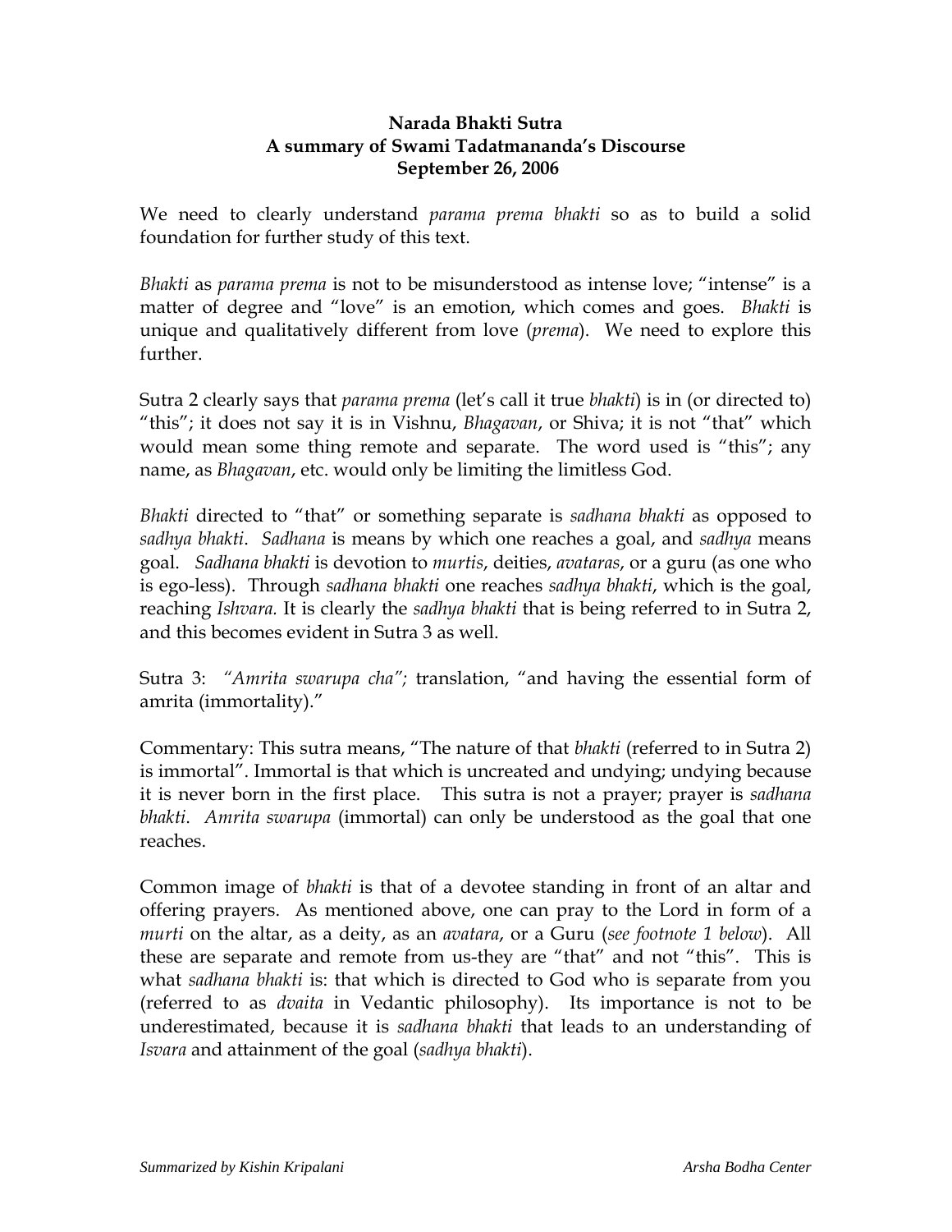**Narada Bhakti Sutra**
**A summary of Swami Tadatmananda's Discourse**
**September 26, 2006**

We need to clearly understand *parama prema bhakti* so as to build a solid foundation for further study of this text.

*Bhakti* as *parama prema* is not to be misunderstood as intense love; "intense" is a matter of degree and "love" is an emotion, which comes and goes. *Bhakti* is unique and qualitatively different from love (*prema*). We need to explore this further.

Sutra 2 clearly says that *parama prema* (let's call it true *bhakti*) is in (or directed to) "this"; it does not say it is in Vishnu, *Bhagavan*, or Shiva; it is not "that" which would mean some thing remote and separate. The word used is "this"; any name, as *Bhagavan*, etc. would only be limiting the limitless God.

*Bhakti* directed to "that" or something separate is *sadhana bhakti* as opposed to *sadhya bhakti*. *Sadhana* is means by which one reaches a goal, and *sadhya* means goal. *Sadhana bhakti* is devotion to *murtis*, deities, *avataras*, or a guru (as one who is ego-less). Through *sadhana bhakti* one reaches *sadhya bhakti*, which is the goal, reaching *Ishvara.* It is clearly the *sadhya bhakti* that is being referred to in Sutra 2, and this becomes evident in Sutra 3 as well.

Sutra 3: *"Amrita swarupa cha";* translation, "and having the essential form of amrita (immortality)."

Commentary: This sutra means, "The nature of that *bhakti* (referred to in Sutra 2) is immortal". Immortal is that which is uncreated and undying; undying because it is never born in the first place. This sutra is not a prayer; prayer is *sadhana bhakti*. *Amrita swarupa* (immortal) can only be understood as the goal that one reaches.

Common image of *bhakti* is that of a devotee standing in front of an altar and offering prayers. As mentioned above, one can pray to the Lord in form of a *murti* on the altar, as a deity, as an *avatara*, or a Guru (*see footnote 1 below*). All these are separate and remote from us-they are "that" and not "this". This is what *sadhana bhakti* is: that which is directed to God who is separate from you (referred to as *dvaita* in Vedantic philosophy). Its importance is not to be underestimated, because it is *sadhana bhakti* that leads to an understanding of *Isvara* and attainment of the goal (*sadhya bhakti*).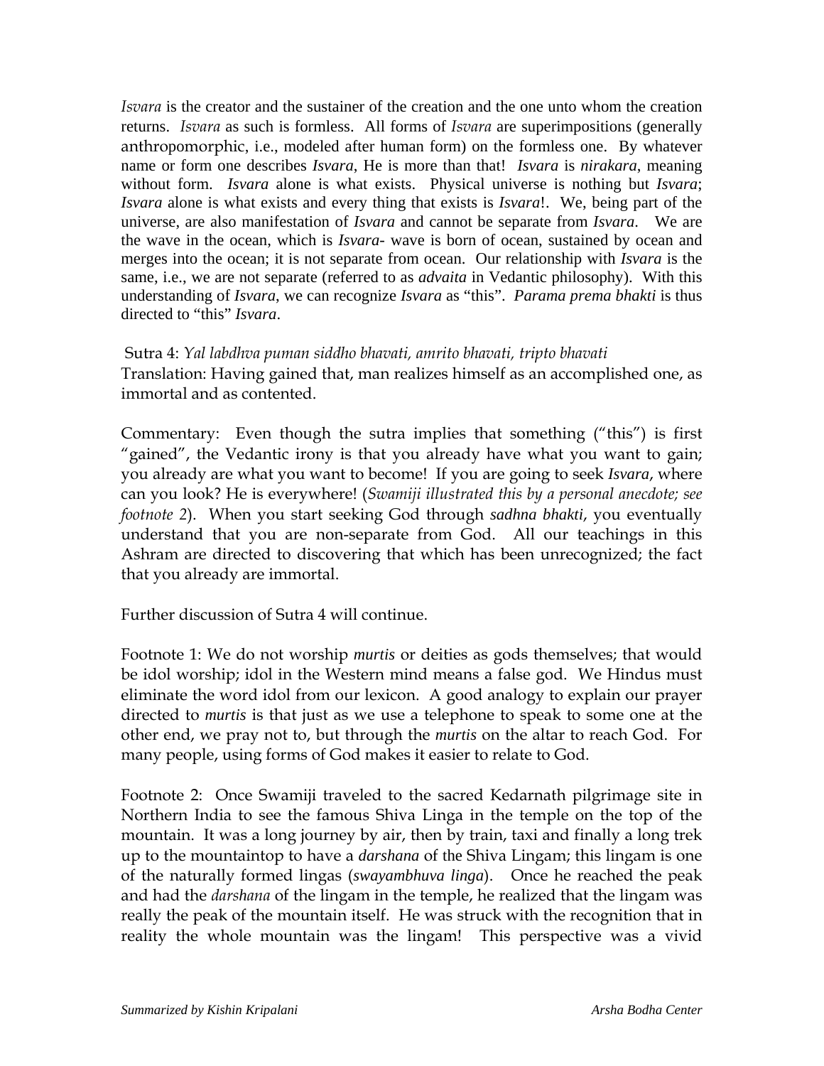*Isvara* is the creator and the sustainer of the creation and the one unto whom the creation returns. *Isvara* as such is formless. All forms of *Isvara* are superimpositions (generally anthropomorphic, i.e., modeled after human form) on the formless one. By whatever name or form one describes *Isvara*, He is more than that! *Isvara* is *nirakara*, meaning without form. *Isvara* alone is what exists. Physical universe is nothing but *Isvara*; *Isvara* alone is what exists and every thing that exists is *Isvara*!. We, being part of the universe, are also manifestation of *Isvara* and cannot be separate from *Isvara*. We are the wave in the ocean, which is *Isvara*- wave is born of ocean, sustained by ocean and merges into the ocean; it is not separate from ocean. Our relationship with *Isvara* is the same, i.e., we are not separate (referred to as *advaita* in Vedantic philosophy). With this understanding of *Isvara*, we can recognize *Isvara* as "this". *Parama prema bhakti* is thus directed to "this" *Isvara*.

Sutra 4: *Yal labdhva puman siddho bhavati, amrito bhavati, tripto bhavati*
Translation: Having gained that, man realizes himself as an accomplished one, as immortal and as contented.

Commentary: Even though the sutra implies that something ("this") is first "gained", the Vedantic irony is that you already have what you want to gain; you already are what you want to become! If you are going to seek *Isvara*, where can you look? He is everywhere! (*Swamiji illustrated this by a personal anecdote; see footnote 2*). When you start seeking God through *sadhna bhakti*, you eventually understand that you are non-separate from God. All our teachings in this Ashram are directed to discovering that which has been unrecognized; the fact that you already are immortal.

Further discussion of Sutra 4 will continue.

Footnote 1: We do not worship *murtis* or deities as gods themselves; that would be idol worship; idol in the Western mind means a false god. We Hindus must eliminate the word idol from our lexicon. A good analogy to explain our prayer directed to *murtis* is that just as we use a telephone to speak to some one at the other end, we pray not to, but through the *murtis* on the altar to reach God. For many people, using forms of God makes it easier to relate to God.

Footnote 2: Once Swamiji traveled to the sacred Kedarnath pilgrimage site in Northern India to see the famous Shiva Linga in the temple on the top of the mountain. It was a long journey by air, then by train, taxi and finally a long trek up to the mountaintop to have a *darshana* of the Shiva Lingam; this lingam is one of the naturally formed lingas (*swayambhuva linga*). Once he reached the peak and had the *darshana* of the lingam in the temple, he realized that the lingam was really the peak of the mountain itself. He was struck with the recognition that in reality the whole mountain was the lingam! This perspective was a vivid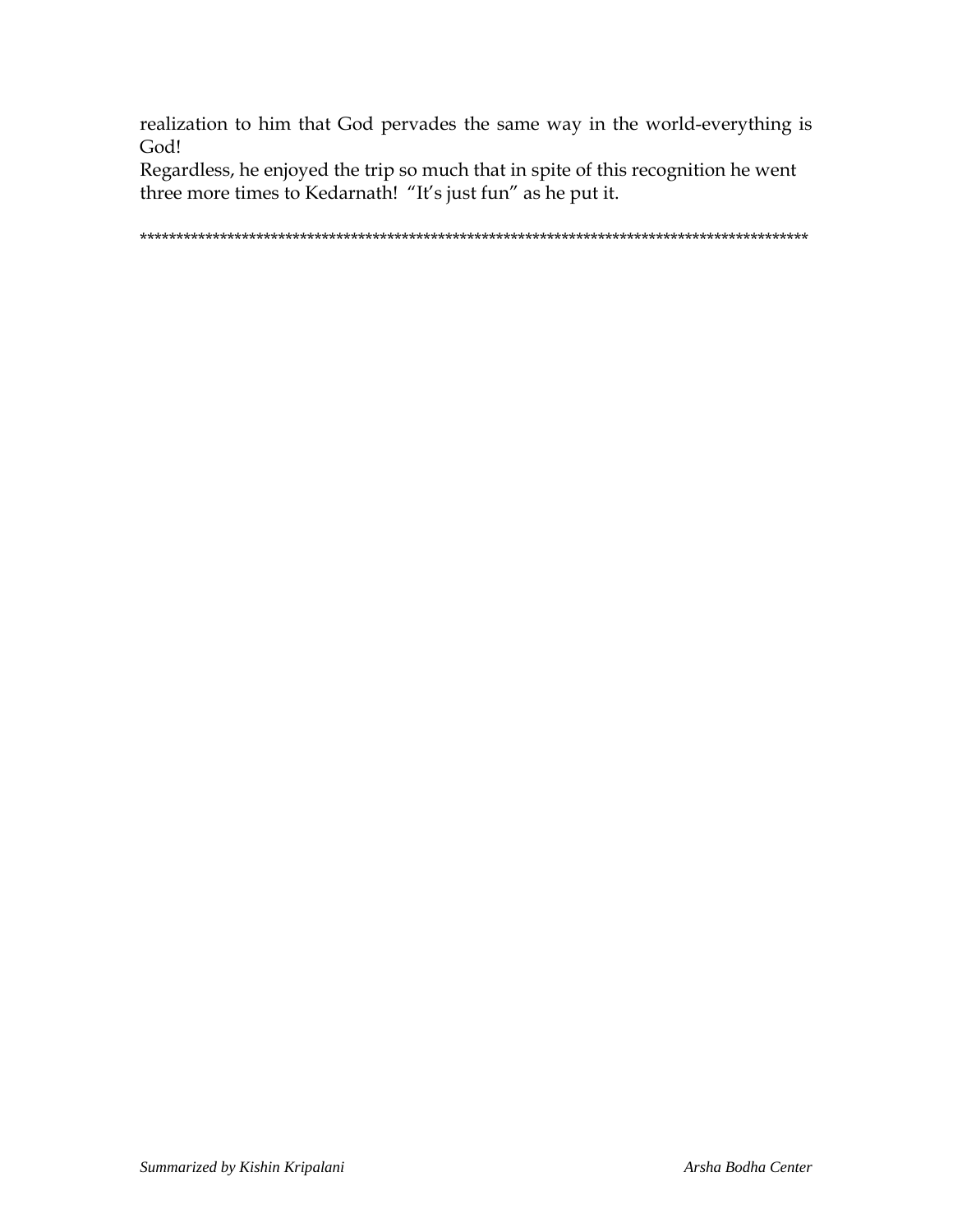realization to him that God pervades the same way in the world-everything is God!

Regardless, he enjoyed the trip so much that in spite of this recognition he went three more times to Kedarnath! "It's just fun" as he put it.

*********************************************************************************************